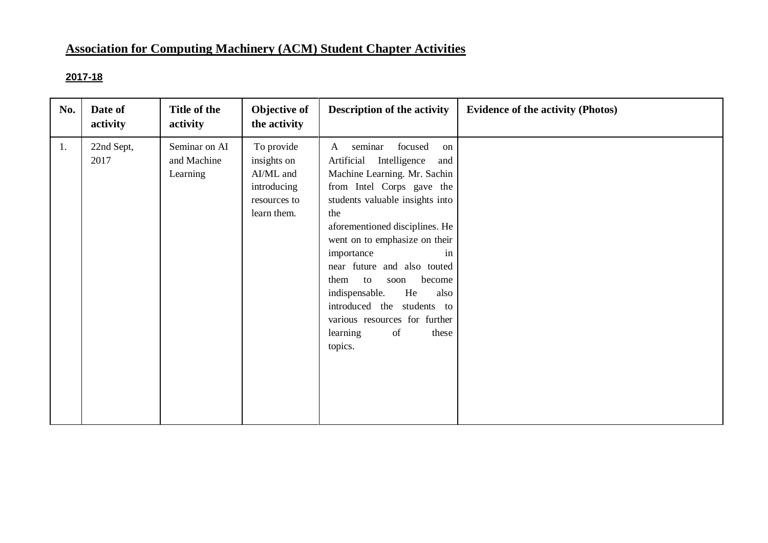# Association for Computing Machinery (ACM) Student Chapter Activities

## 2017-18

| No. | Date of activity | Title of the activity | Objective of the activity | Description of the activity | Evidence of the activity (Photos) |
|---|---|---|---|---|---|
| 1. | 22nd Sept, 2017 | Seminar on AI and Machine Learning | To provide insights on AI/ML and introducing resources to learn them. | A seminar focused on Artificial Intelligence and Machine Learning. Mr. Sachin from Intel Corps gave the students valuable insights into the aforementioned disciplines. He went on to emphasize on their importance in near future and also touted them to soon become indispensable. He also introduced the students to various resources for further learning of these topics. | |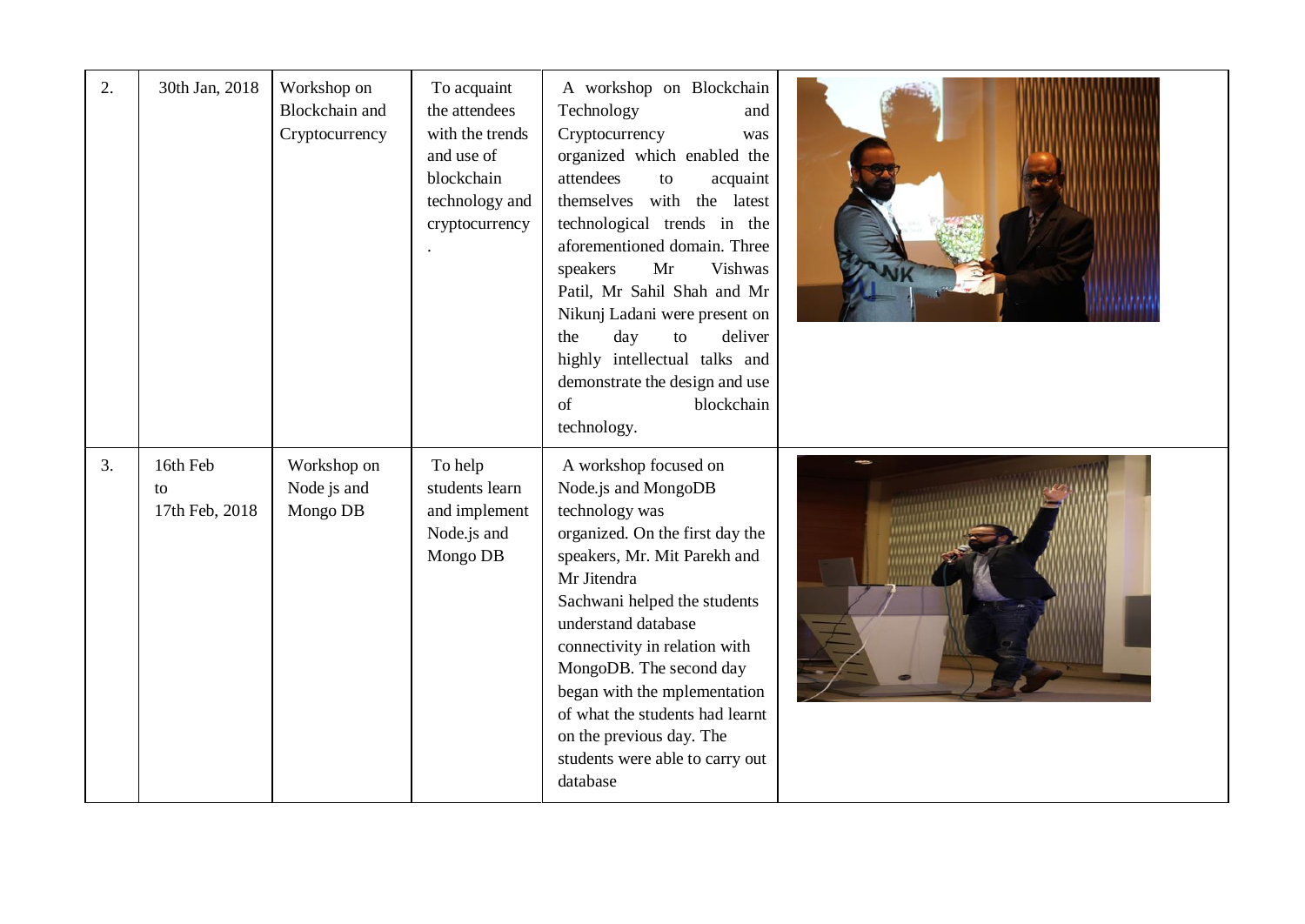| 2. | 30th Jan, 2018 | Workshop on Blockchain and Cryptocurrency | To acquaint the attendees with the trends and use of blockchain technology and cryptocurrency . | A workshop on Blockchain Technology and Cryptocurrency was organized which enabled the attendees to acquaint themselves with the latest technological trends in the aforementioned domain. Three speakers Mr Vishwas Patil, Mr Sahil Shah and Mr Nikunj Ladani were present on the day to deliver highly intellectual talks and demonstrate the design and use of blockchain technology. | |
|---|---|---|---|---|---|
| 3. | 16th Feb to 17th Feb, 2018 | Workshop on Node js and Mongo DB | To help students learn and implement Node.js and Mongo DB | A workshop focused on Node.js and MongoDB technology was organized. On the first day the speakers, Mr. Mit Parekh and Mr Jitendra Sachwani helped the students understand database connectivity in relation with MongoDB. The second day began with the mplementation of what the students had learnt on the previous day. The students were able to carry out database | |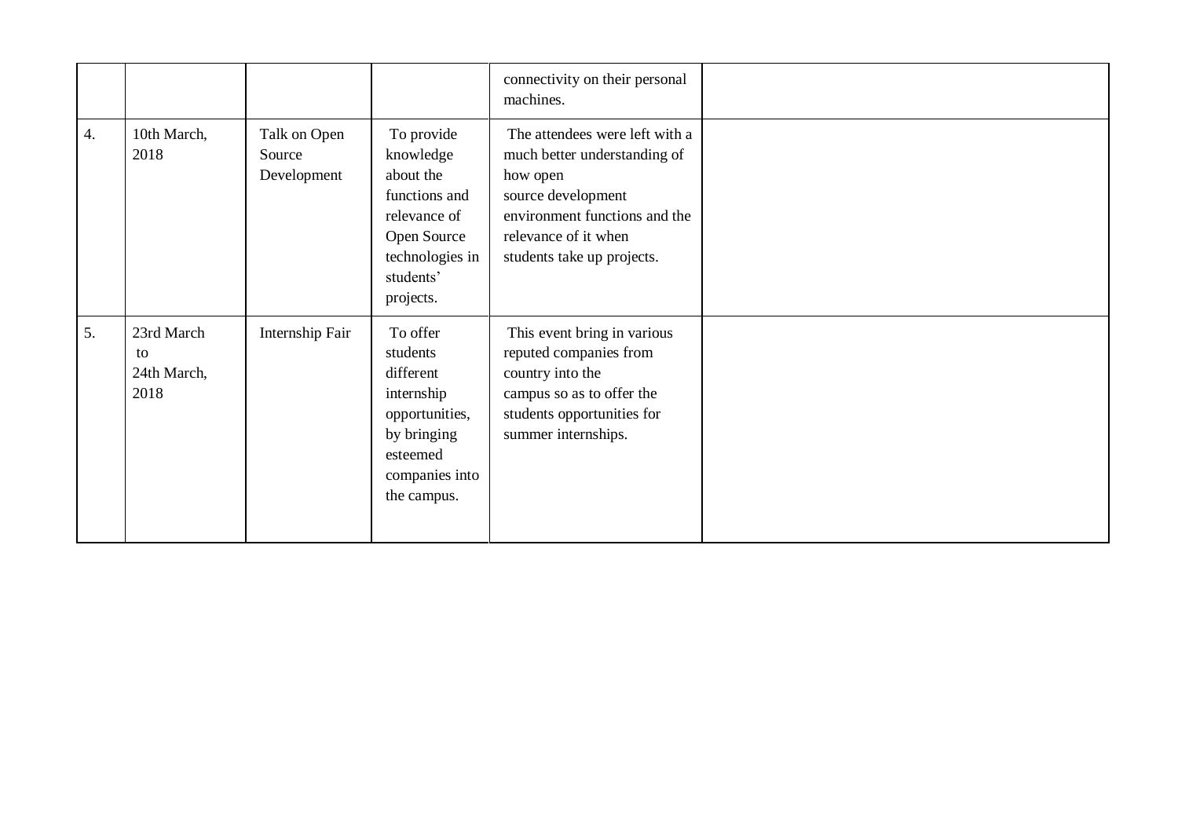| | | | | | |
|---|---|---|---|---|---|
| | | | | connectivity on their personal machines. | |
| 4. | 10th March, 2018 | Talk on Open Source Development | To provide knowledge about the functions and relevance of Open Source technologies in students' projects. | The attendees were left with a much better understanding of how open source development environment functions and the relevance of it when students take up projects. | |
| 5. | 23rd March to 24th March, 2018 | Internship Fair | To offer students different internship opportunities, by bringing esteemed companies into the campus. | This event bring in various reputed companies from country into the campus so as to offer the students opportunities for summer internships. | |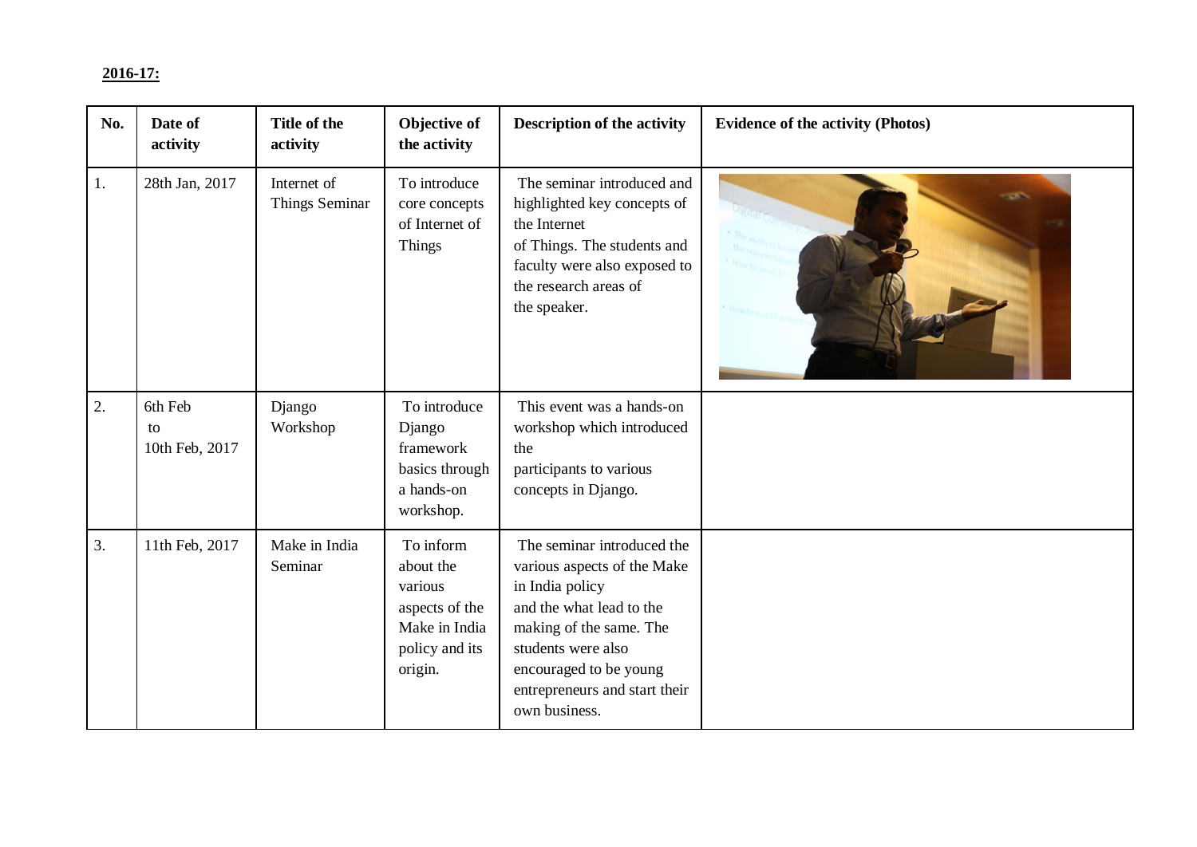**2016-17:**

| No. | Date of activity | Title of the activity | Objective of the activity | Description of the activity | Evidence of the activity (Photos) |
|---|---|---|---|---|---|
| 1. | 28th Jan, 2017 | Internet of Things Seminar | To introduce core concepts of Internet of Things | The seminar introduced and highlighted key concepts of the Internet of Things. The students and faculty were also exposed to the research areas of the speaker. | |
| 2. | 6th Feb to 10th Feb, 2017 | Django Workshop | To introduce Django framework basics through a hands-on workshop. | This event was a hands-on workshop which introduced the participants to various concepts in Django. | |
| 3. | 11th Feb, 2017 | Make in India Seminar | To inform about the various aspects of the Make in India policy and its origin. | The seminar introduced the various aspects of the Make in India policy and the what lead to the making of the same. The students were also encouraged to be young entrepreneurs and start their own business. | |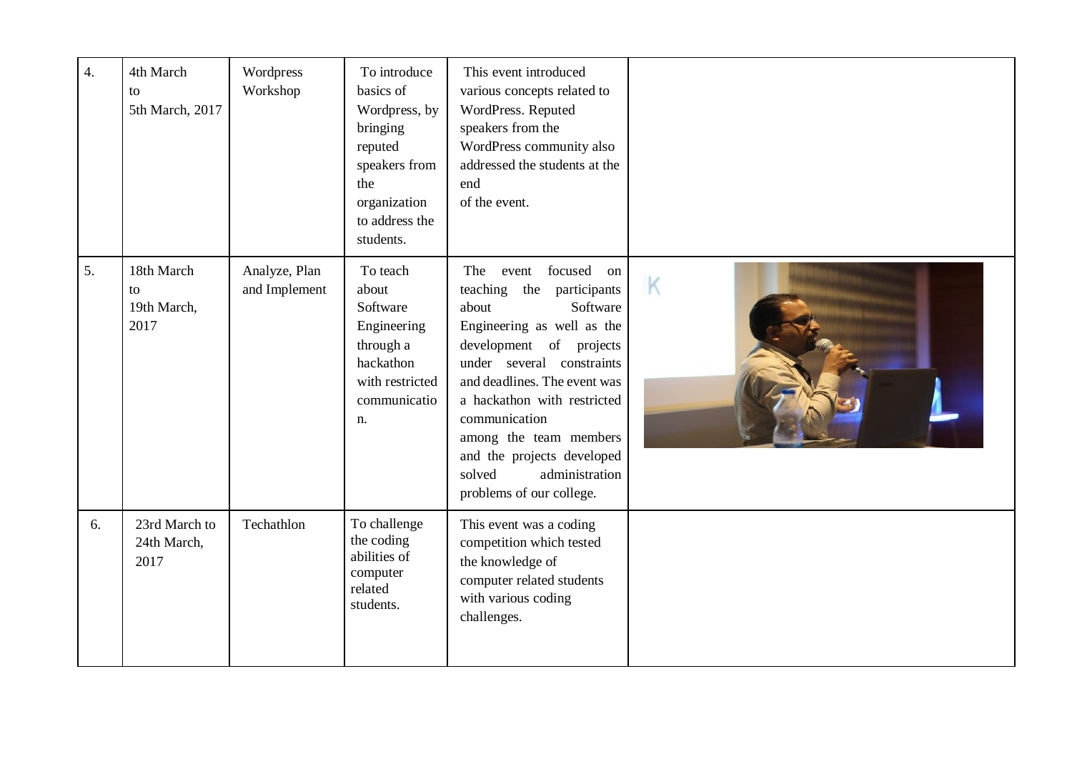| 4. | 4th March to 5th March, 2017 | Wordpress Workshop | To introduce basics of Wordpress, by bringing reputed speakers from the organization to address the students. | This event introduced various concepts related to WordPress. Reputed speakers from the WordPress community also addressed the students at the end of the event. | |
|---|---|---|---|---|---|
| 5. | 18th March to 19th March, 2017 | Analyze, Plan and Implement | To teach about Software Engineering through a hackathon with restricted communication. | The event focused on teaching the participants about Software Engineering as well as the development of projects under several constraints and deadlines. The event was a hackathon with restricted communication among the team members and the projects developed solved administration problems of our college. | |
| 6. | 23rd March to 24th March, 2017 | Techathlon | To challenge the coding abilities of computer related students. | This event was a coding competition which tested the knowledge of computer related students with various coding challenges. | |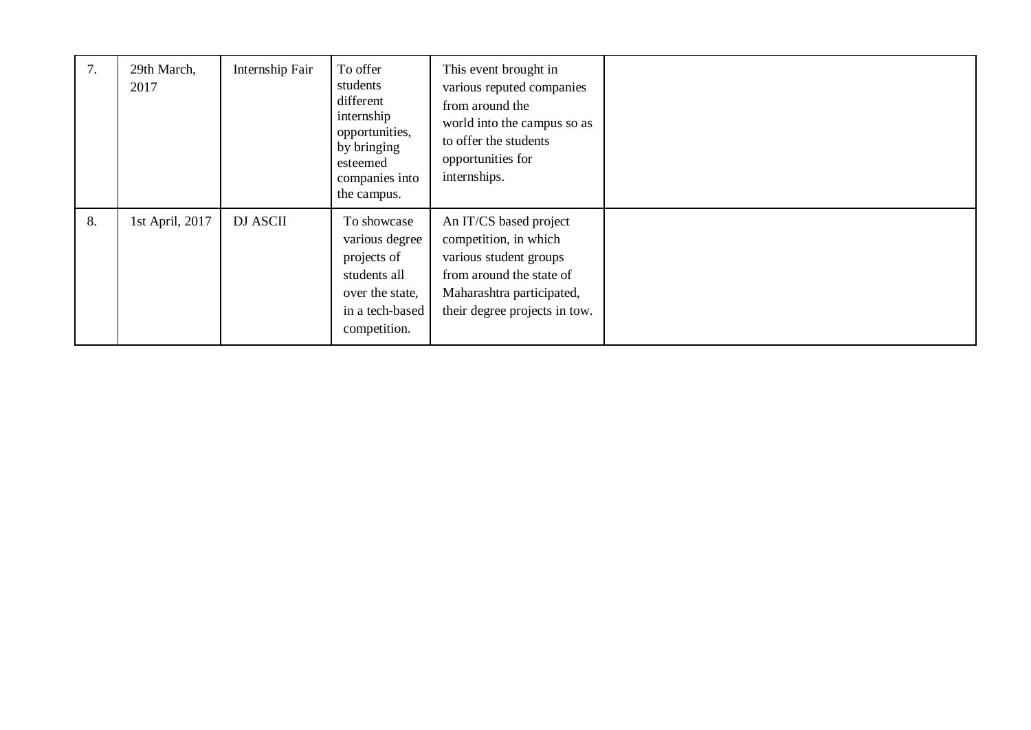| 7. | 29th March, 2017 | Internship Fair | To offer students different internship opportunities, by bringing esteemed companies into the campus. | This event brought in various reputed companies from around the world into the campus so as to offer the students opportunities for internships. | |
|---|---|---|---|---|---|
| 8. | 1st April, 2017 | DJ ASCII | To showcase various degree projects of students all over the state, in a tech-based competition. | An IT/CS based project competition, in which various student groups from around the state of Maharashtra participated, their degree projects in tow. | |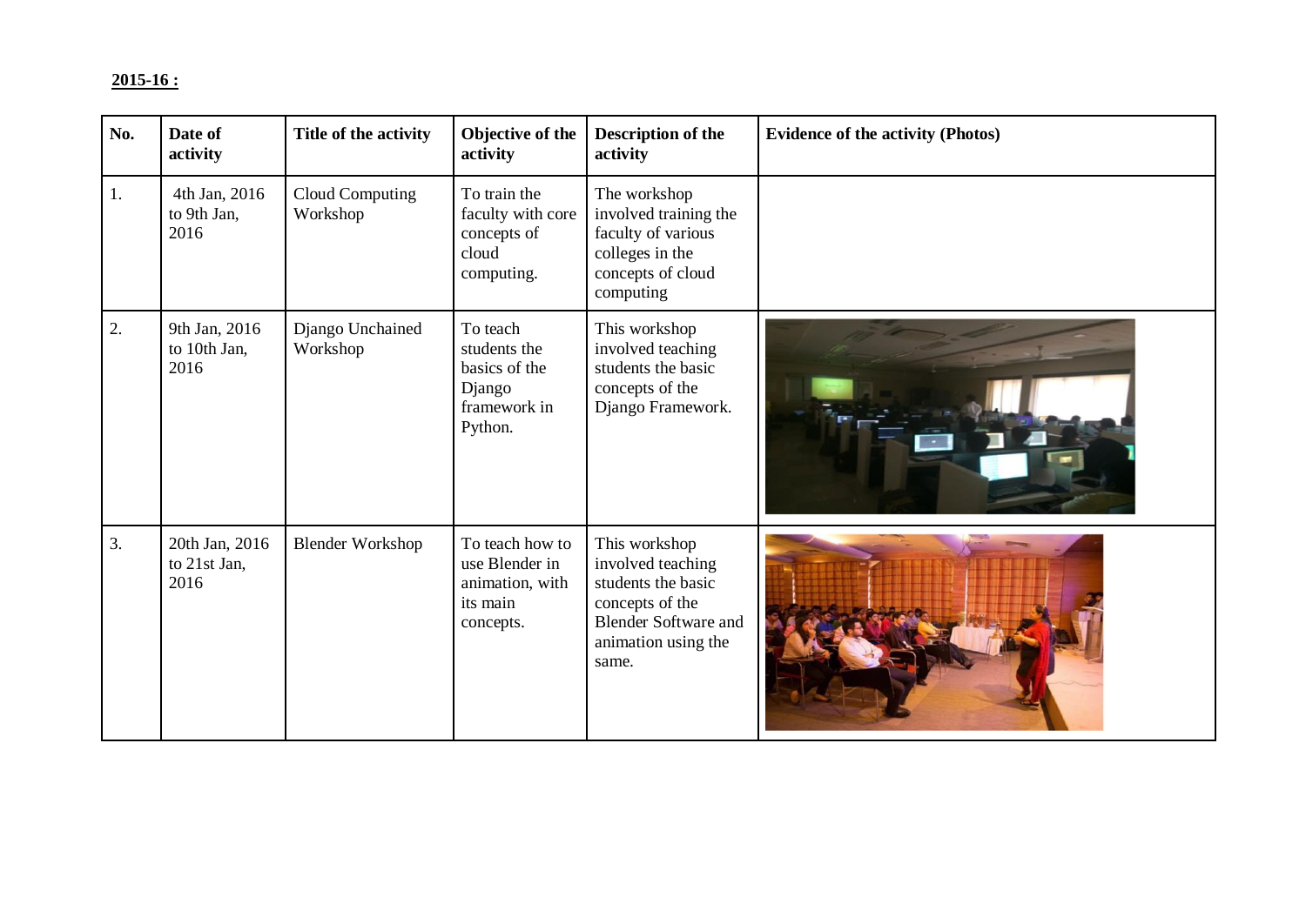**2015-16 :**

| No. | Date of activity | Title of the activity | Objective of the activity | Description of the activity | Evidence of the activity (Photos) |
|---|---|---|---|---|---|
| 1. | 4th Jan, 2016 to 9th Jan, 2016 | Cloud Computing Workshop | To train the faculty with core concepts of cloud computing. | The workshop involved training the faculty of various colleges in the concepts of cloud computing | |
| 2. | 9th Jan, 2016 to 10th Jan, 2016 | Django Unchained Workshop | To teach students the basics of the Django framework in Python. | This workshop involved teaching students the basic concepts of the Django Framework. | |
| 3. | 20th Jan, 2016 to 21st Jan, 2016 | Blender Workshop | To teach how to use Blender in animation, with its main concepts. | This workshop involved teaching students the basic concepts of the Blender Software and animation using the same. | |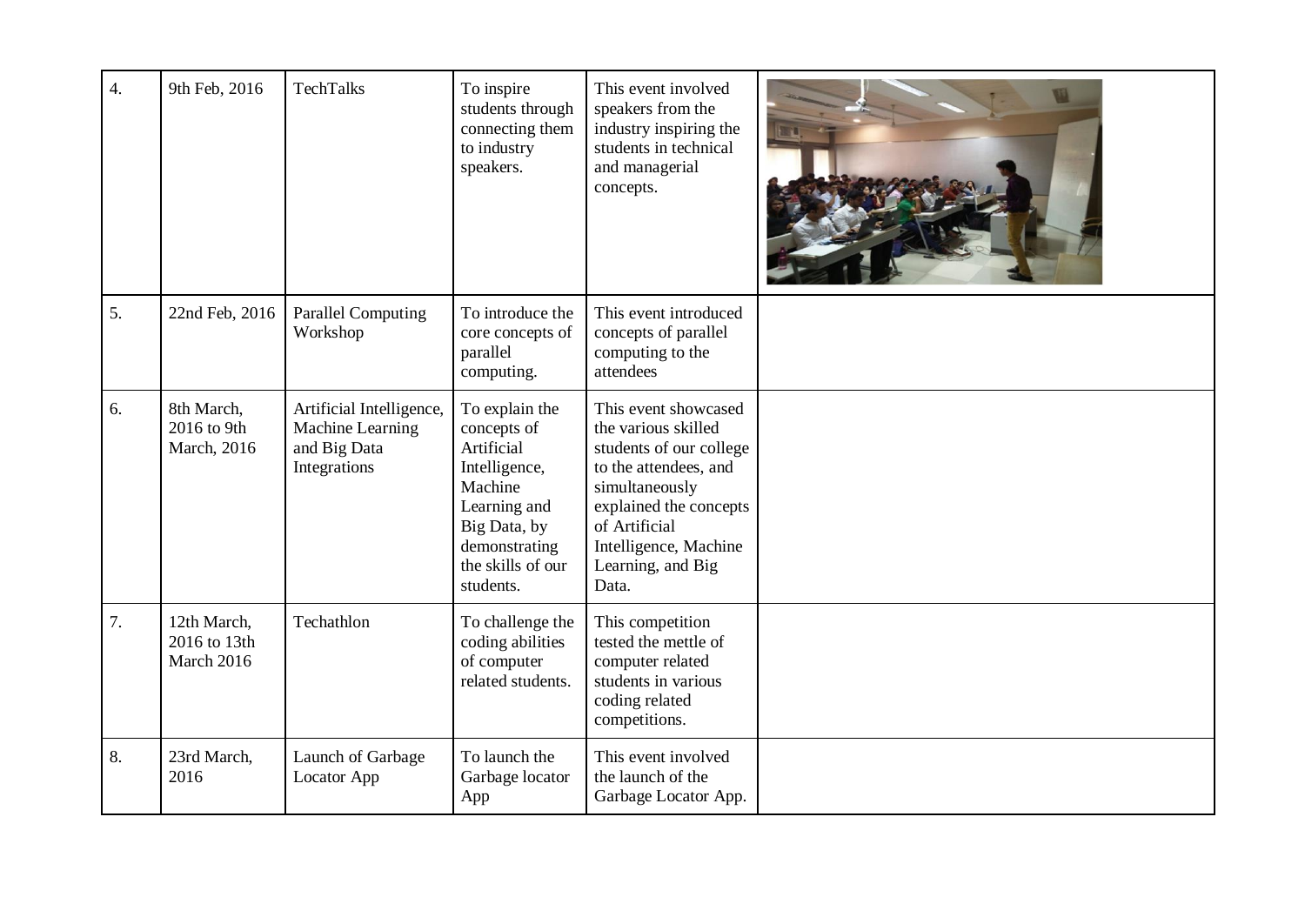| 4. | 9th Feb, 2016 | TechTalks | To inspire students through connecting them to industry speakers. | This event involved speakers from the industry inspiring the students in technical and managerial concepts. | |
|---|---|---|---|---|---|
| 5. | 22nd Feb, 2016 | Parallel Computing Workshop | To introduce the core concepts of parallel computing. | This event introduced concepts of parallel computing to the attendees | |
| 6. | 8th March, 2016 to 9th March, 2016 | Artificial Intelligence, Machine Learning and Big Data Integrations | To explain the concepts of Artificial Intelligence, Machine Learning and Big Data, by demonstrating the skills of our students. | This event showcased the various skilled students of our college to the attendees, and simultaneously explained the concepts of Artificial Intelligence, Machine Learning, and Big Data. | |
| 7. | 12th March, 2016 to 13th March 2016 | Techathlon | To challenge the coding abilities of computer related students. | This competition tested the mettle of computer related students in various coding related competitions. | |
| 8. | 23rd March, 2016 | Launch of Garbage Locator App | To launch the Garbage locator App | This event involved the launch of the Garbage Locator App. | |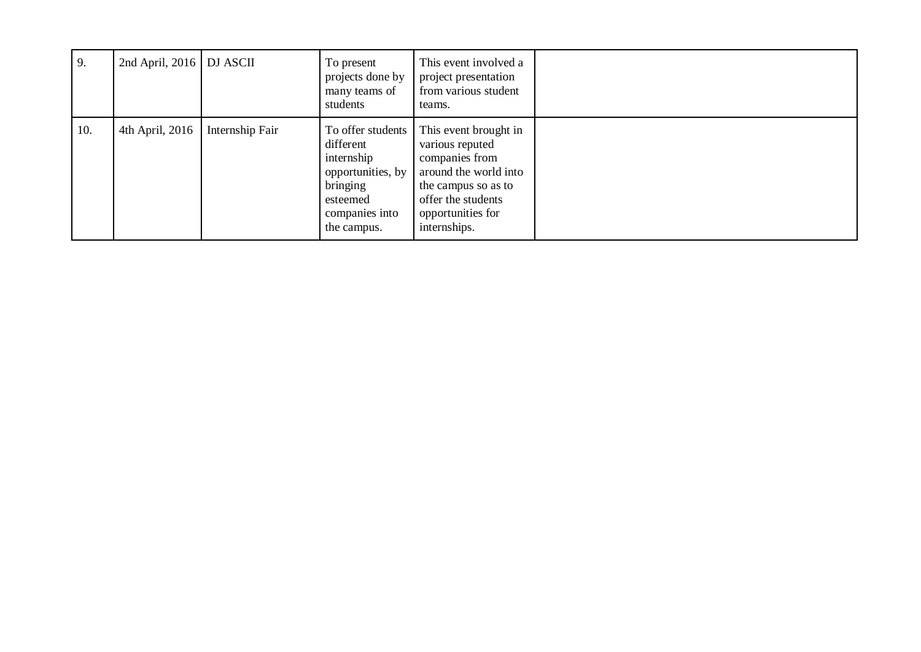| 9. | 2nd April, 2016 | DJ ASCII | To present projects done by many teams of students | This event involved a project presentation from various student teams. | |
|---|---|---|---|---|---|
| 10. | 4th April, 2016 | Internship Fair | To offer students different internship opportunities, by bringing esteemed companies into the campus. | This event brought in various reputed companies from around the world into the campus so as to offer the students opportunities for internships. | |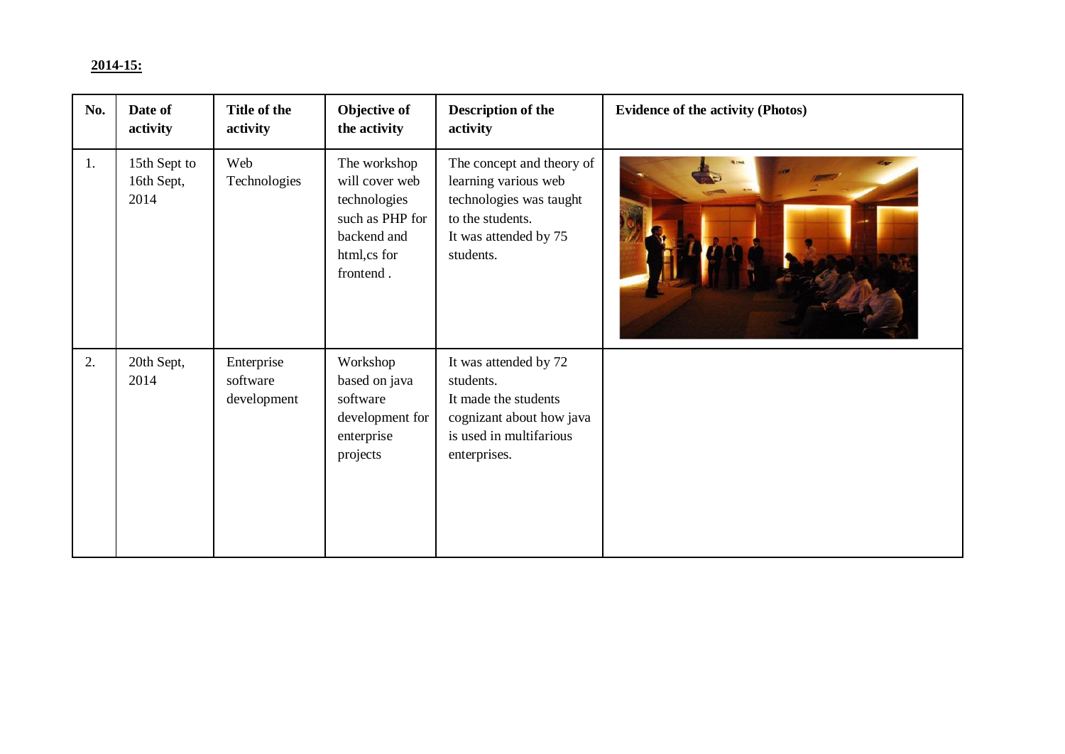**2014-15:**

| No. | Date of activity | Title of the activity | Objective of the activity | Description of the activity | Evidence of the activity (Photos) |
|---|---|---|---|---|---|
| 1. | 15th Sept to 16th Sept, 2014 | Web Technologies | The workshop will cover web technologies such as PHP for backend and html,cs for frontend . | The concept and theory of learning various web technologies was taught to the students. It was attended by 75 students. | |
| 2. | 20th Sept, 2014 | Enterprise software development | Workshop based on java software development for enterprise projects | It was attended by 72 students. It made the students cognizant about how java is used in multifarious enterprises. | |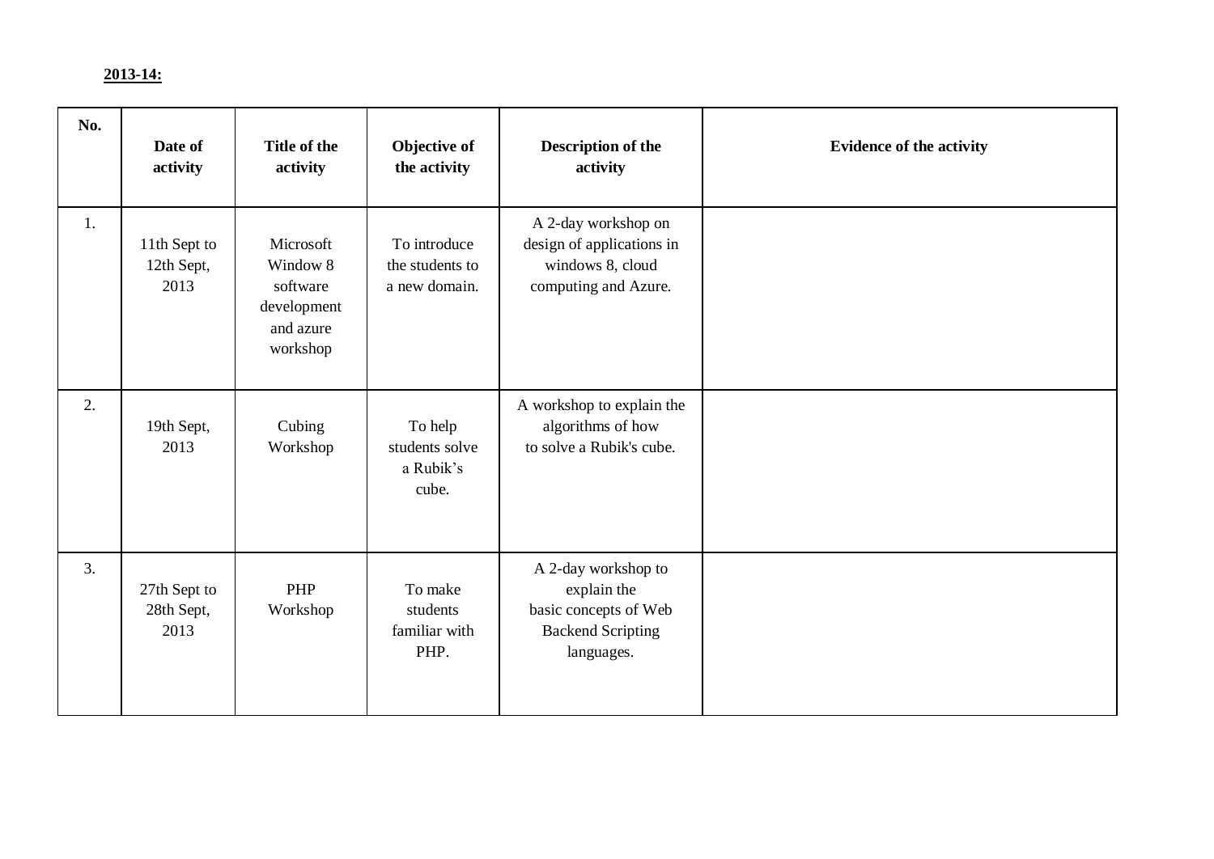**2013-14:**

| No. | Date of activity | Title of the activity | Objective of the activity | Description of the activity | Evidence of the activity |
|---|---|---|---|---|---|
| 1. | 11th Sept to 12th Sept, 2013 | Microsoft Window 8 software development and azure workshop | To introduce the students to a new domain. | A 2-day workshop on design of applications in windows 8, cloud computing and Azure. | |
| 2. | 19th Sept, 2013 | Cubing Workshop | To help students solve a Rubik's cube. | A workshop to explain the algorithms of how to solve a Rubik's cube. | |
| 3. | 27th Sept to 28th Sept, 2013 | PHP Workshop | To make students familiar with PHP. | A 2-day workshop to explain the basic concepts of Web Backend Scripting languages. | |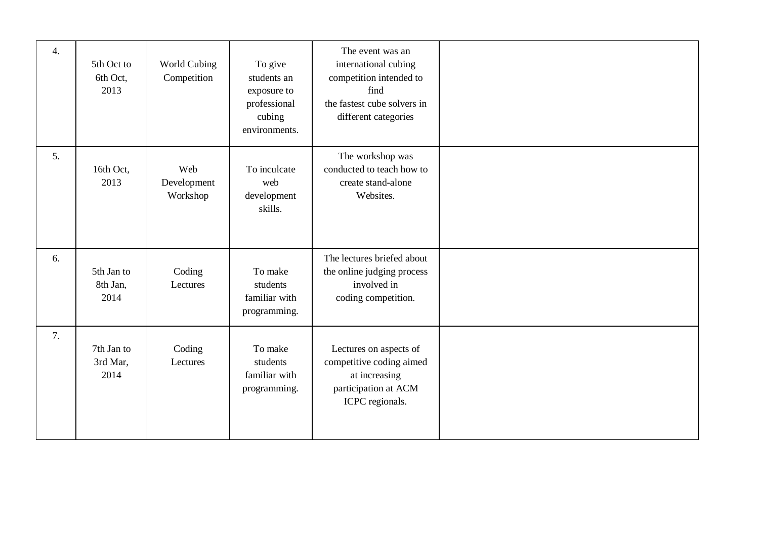| | | | | | |
|---|---|---|---|---|---|
| 4. | 5th Oct to 6th Oct, 2013 | World Cubing Competition | To give students an exposure to professional cubing environments. | The event was an international cubing competition intended to find the fastest cube solvers in different categories | |
| 5. | 16th Oct, 2013 | Web Development Workshop | To inculcate web development skills. | The workshop was conducted to teach how to create stand-alone Websites. | |
| 6. | 5th Jan to 8th Jan, 2014 | Coding Lectures | To make students familiar with programming. | The lectures briefed about the online judging process involved in coding competition. | |
| 7. | 7th Jan to 3rd Mar, 2014 | Coding Lectures | To make students familiar with programming. | Lectures on aspects of competitive coding aimed at increasing participation at ACM ICPC regionals. | |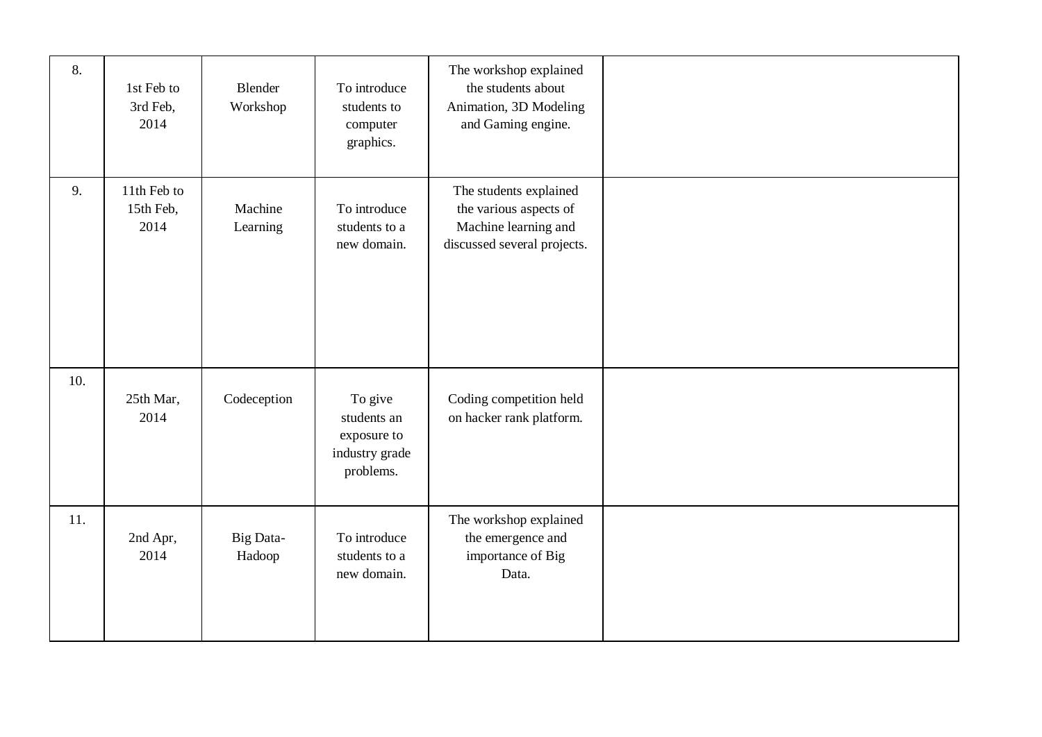| | | | | | |
|---|---|---|---|---|---|
| 8. | 1st Feb to 3rd Feb, 2014 | Blender Workshop | To introduce students to computer graphics. | The workshop explained the students about Animation, 3D Modeling and Gaming engine. | |
| 9. | 11th Feb to 15th Feb, 2014 | Machine Learning | To introduce students to a new domain. | The students explained the various aspects of Machine learning and discussed several projects. | |
| 10. | 25th Mar, 2014 | Codeception | To give students an exposure to industry grade problems. | Coding competition held on hacker rank platform. | |
| 11. | 2nd Apr, 2014 | Big Data-Hadoop | To introduce students to a new domain. | The workshop explained the emergence and importance of Big Data. | |